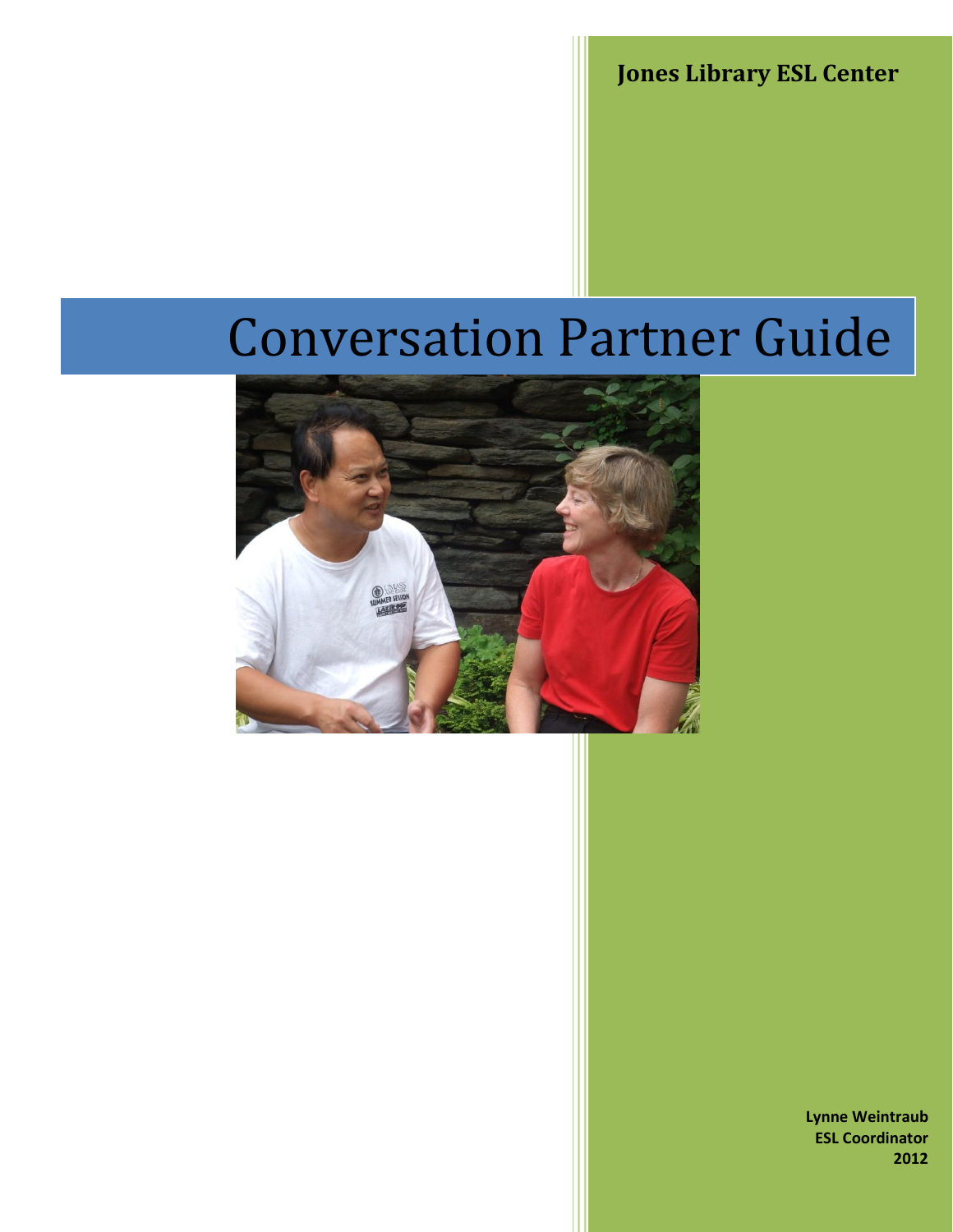**Jones Library ESL Center**

# Conversation Partner Guide

**Lynne Weintraub**
**ESL Coordinator**
**2012**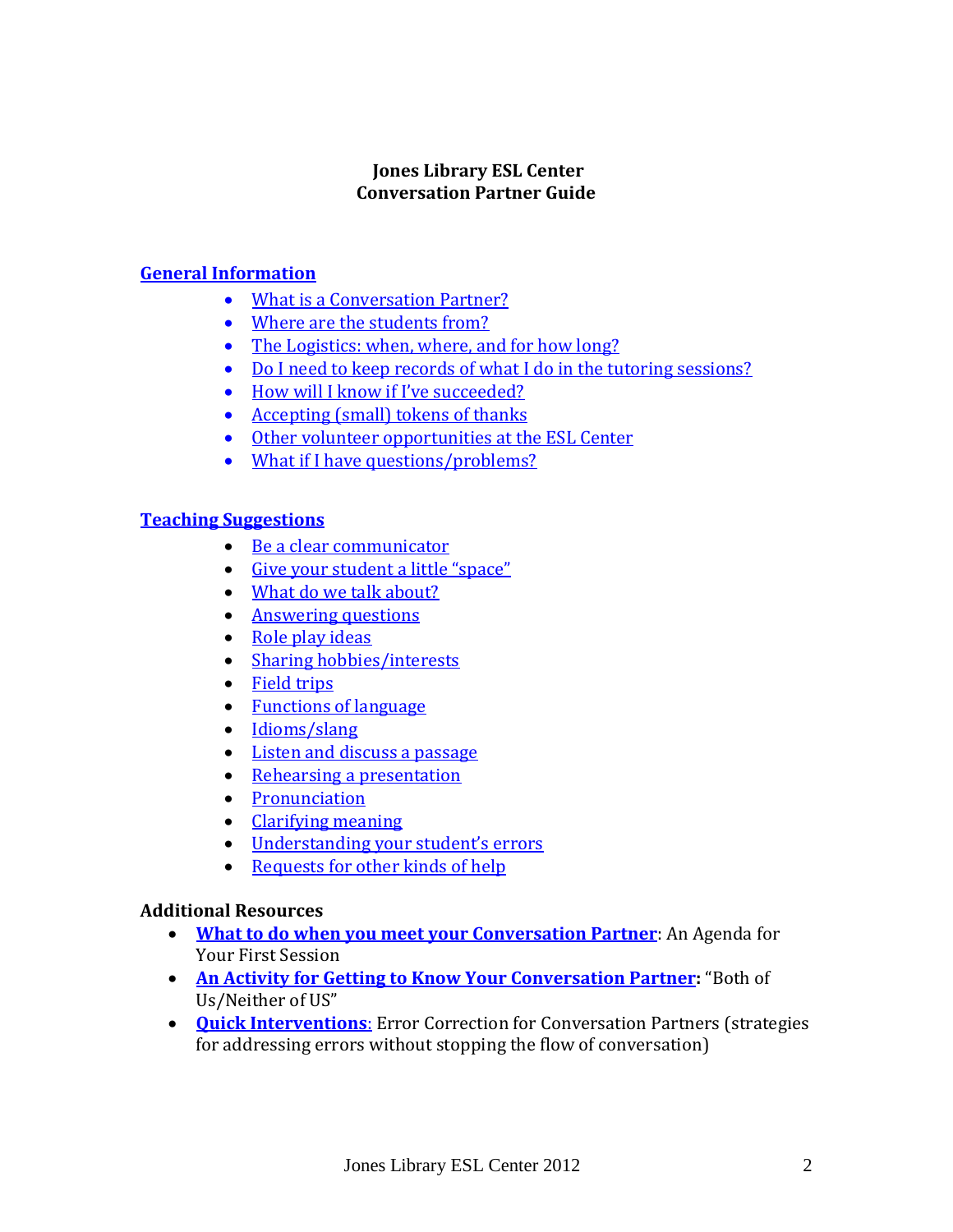**Jones Library ESL Center**
**Conversation Partner Guide**

## General Information

- What is a Conversation Partner?
- Where are the students from?
- The Logistics: when, where, and for how long?
- Do I need to keep records of what I do in the tutoring sessions?
- How will I know if I've succeeded?
- Accepting (small) tokens of thanks
- Other volunteer opportunities at the ESL Center
- What if I have questions/problems?

## Teaching Suggestions

- Be a clear communicator
- Give your student a little "space"
- What do we talk about?
- Answering questions
- Role play ideas
- Sharing hobbies/interests
- Field trips
- Functions of language
- Idioms/slang
- Listen and discuss a passage
- Rehearsing a presentation
- Pronunciation
- Clarifying meaning
- Understanding your student's errors
- Requests for other kinds of help

## Additional Resources

- **What to do when you meet your Conversation Partner**: An Agenda for Your First Session
- **An Activity for Getting to Know Your Conversation Partner:** "Both of Us/Neither of US"
- **Quick Interventions**: Error Correction for Conversation Partners (strategies for addressing errors without stopping the flow of conversation)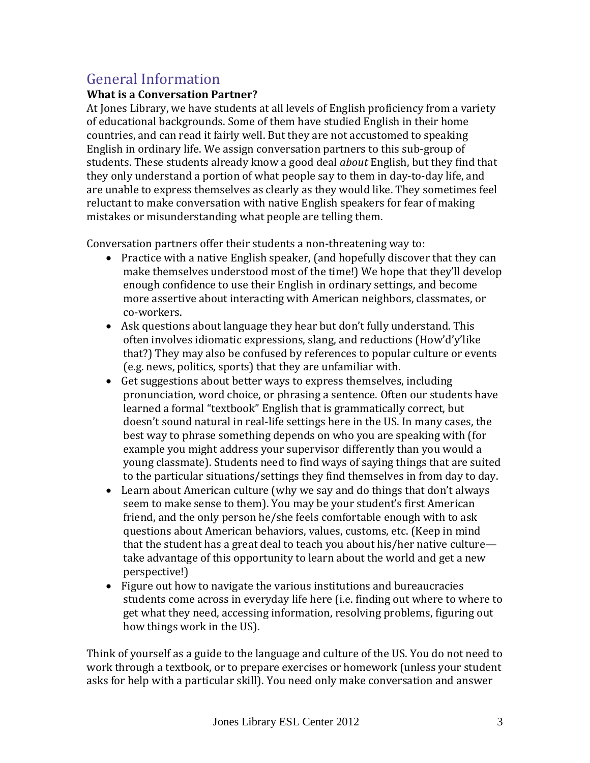## General Information

### What is a Conversation Partner?

At Jones Library, we have students at all levels of English proficiency from a variety of educational backgrounds. Some of them have studied English in their home countries, and can read it fairly well. But they are not accustomed to speaking English in ordinary life. We assign conversation partners to this sub-group of students. These students already know a good deal *about* English, but they find that they only understand a portion of what people say to them in day-to-day life, and are unable to express themselves as clearly as they would like. They sometimes feel reluctant to make conversation with native English speakers for fear of making mistakes or misunderstanding what people are telling them.

Conversation partners offer their students a non-threatening way to:

- Practice with a native English speaker, (and hopefully discover that they can make themselves understood most of the time!) We hope that they'll develop enough confidence to use their English in ordinary settings, and become more assertive about interacting with American neighbors, classmates, or co-workers.
- Ask questions about language they hear but don't fully understand. This often involves idiomatic expressions, slang, and reductions (How'd'y'like that?) They may also be confused by references to popular culture or events (e.g. news, politics, sports) that they are unfamiliar with.
- Get suggestions about better ways to express themselves, including pronunciation, word choice, or phrasing a sentence. Often our students have learned a formal "textbook" English that is grammatically correct, but doesn't sound natural in real-life settings here in the US. In many cases, the best way to phrase something depends on who you are speaking with (for example you might address your supervisor differently than you would a young classmate). Students need to find ways of saying things that are suited to the particular situations/settings they find themselves in from day to day.
- Learn about American culture (why we say and do things that don't always seem to make sense to them). You may be your student's first American friend, and the only person he/she feels comfortable enough with to ask questions about American behaviors, values, customs, etc. (Keep in mind that the student has a great deal to teach you about his/her native culture—take advantage of this opportunity to learn about the world and get a new perspective!)
- Figure out how to navigate the various institutions and bureaucracies students come across in everyday life here (i.e. finding out where to where to get what they need, accessing information, resolving problems, figuring out how things work in the US).

Think of yourself as a guide to the language and culture of the US. You do not need to work through a textbook, or to prepare exercises or homework (unless your student asks for help with a particular skill). You need only make conversation and answer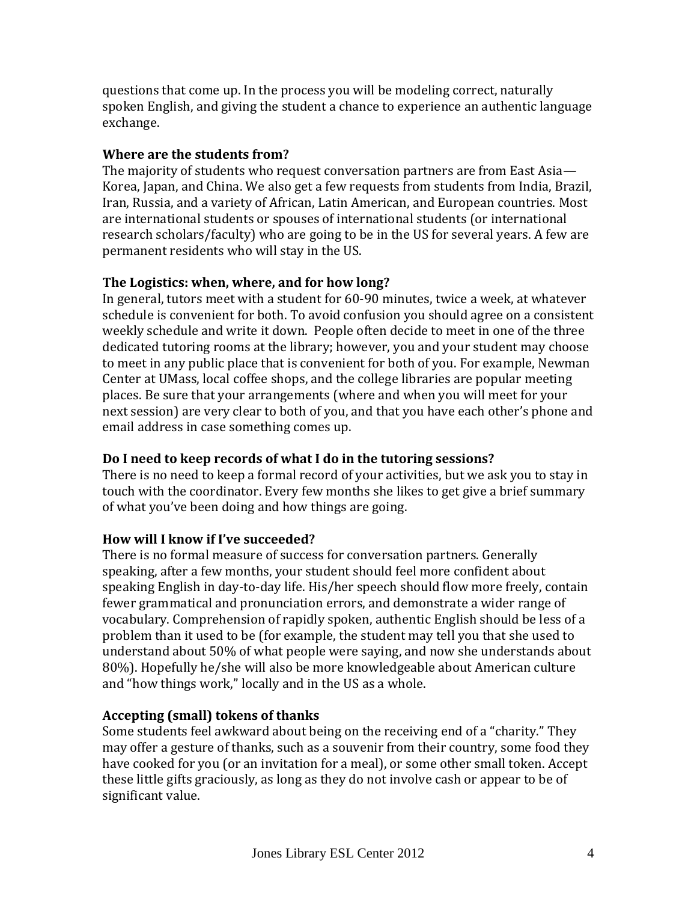questions that come up. In the process you will be modeling correct, naturally spoken English, and giving the student a chance to experience an authentic language exchange.

**Where are the students from?**

The majority of students who request conversation partners are from East Asia—Korea, Japan, and China. We also get a few requests from students from India, Brazil, Iran, Russia, and a variety of African, Latin American, and European countries. Most are international students or spouses of international students (or international research scholars/faculty) who are going to be in the US for several years. A few are permanent residents who will stay in the US.

**The Logistics: when, where, and for how long?**

In general, tutors meet with a student for 60-90 minutes, twice a week, at whatever schedule is convenient for both. To avoid confusion you should agree on a consistent weekly schedule and write it down. People often decide to meet in one of the three dedicated tutoring rooms at the library; however, you and your student may choose to meet in any public place that is convenient for both of you. For example, Newman Center at UMass, local coffee shops, and the college libraries are popular meeting places. Be sure that your arrangements (where and when you will meet for your next session) are very clear to both of you, and that you have each other's phone and email address in case something comes up.

**Do I need to keep records of what I do in the tutoring sessions?**

There is no need to keep a formal record of your activities, but we ask you to stay in touch with the coordinator. Every few months she likes to get give a brief summary of what you've been doing and how things are going.

**How will I know if I've succeeded?**

There is no formal measure of success for conversation partners. Generally speaking, after a few months, your student should feel more confident about speaking English in day-to-day life. His/her speech should flow more freely, contain fewer grammatical and pronunciation errors, and demonstrate a wider range of vocabulary. Comprehension of rapidly spoken, authentic English should be less of a problem than it used to be (for example, the student may tell you that she used to understand about 50% of what people were saying, and now she understands about 80%). Hopefully he/she will also be more knowledgeable about American culture and "how things work," locally and in the US as a whole.

**Accepting (small) tokens of thanks**

Some students feel awkward about being on the receiving end of a "charity." They may offer a gesture of thanks, such as a souvenir from their country, some food they have cooked for you (or an invitation for a meal), or some other small token. Accept these little gifts graciously, as long as they do not involve cash or appear to be of significant value.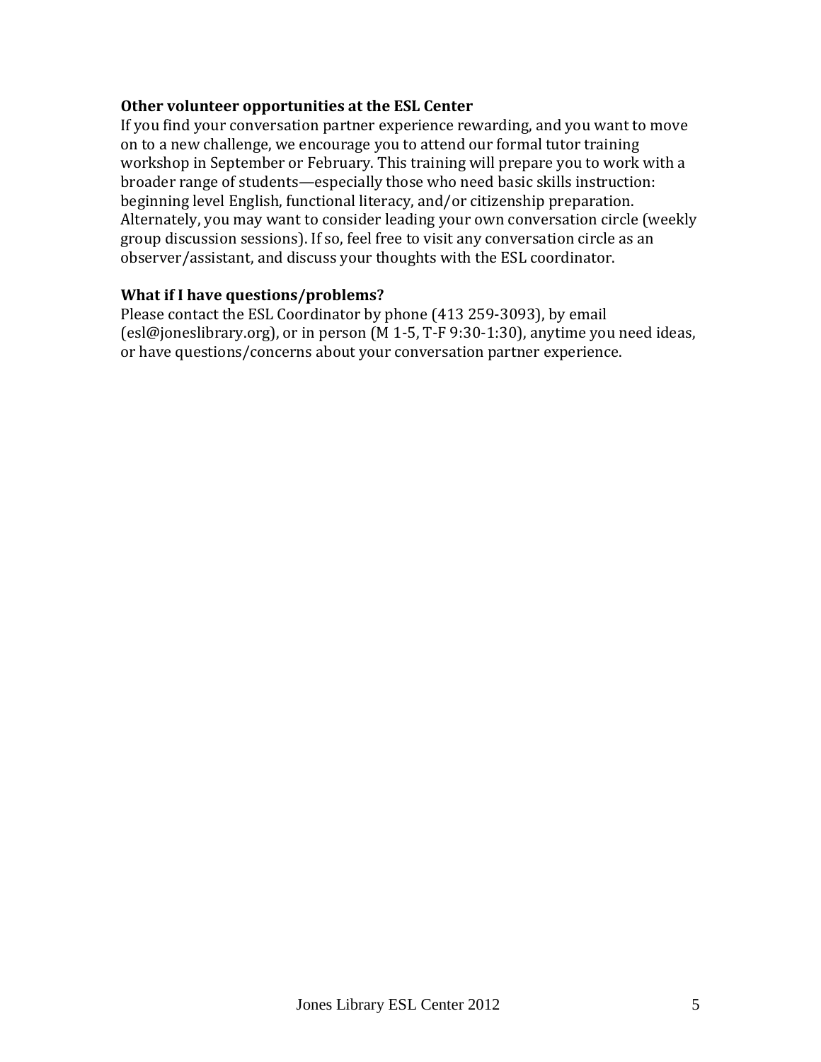**Other volunteer opportunities at the ESL Center**

If you find your conversation partner experience rewarding, and you want to move on to a new challenge, we encourage you to attend our formal tutor training workshop in September or February. This training will prepare you to work with a broader range of students—especially those who need basic skills instruction: beginning level English, functional literacy, and/or citizenship preparation. Alternately, you may want to consider leading your own conversation circle (weekly group discussion sessions). If so, feel free to visit any conversation circle as an observer/assistant, and discuss your thoughts with the ESL coordinator.

**What if I have questions/problems?**

Please contact the ESL Coordinator by phone (413 259-3093), by email (esl@joneslibrary.org), or in person (M 1-5, T-F 9:30-1:30), anytime you need ideas, or have questions/concerns about your conversation partner experience.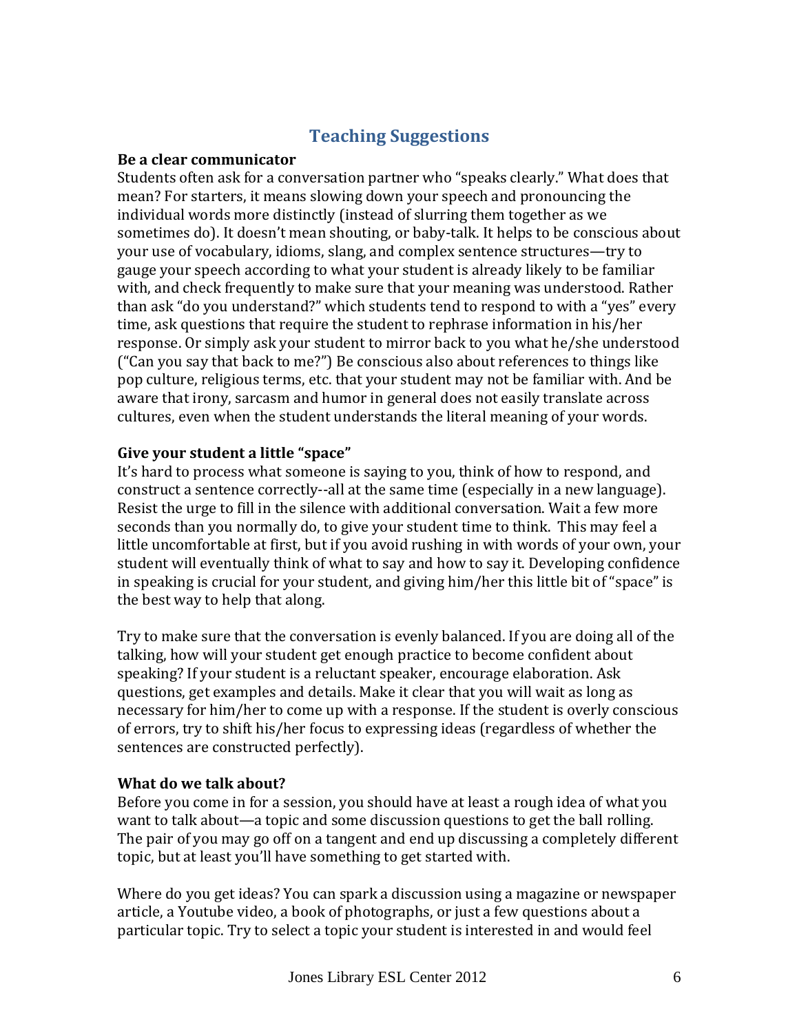## Teaching Suggestions

**Be a clear communicator**

Students often ask for a conversation partner who "speaks clearly." What does that mean? For starters, it means slowing down your speech and pronouncing the individual words more distinctly (instead of slurring them together as we sometimes do). It doesn't mean shouting, or baby-talk. It helps to be conscious about your use of vocabulary, idioms, slang, and complex sentence structures—try to gauge your speech according to what your student is already likely to be familiar with, and check frequently to make sure that your meaning was understood. Rather than ask "do you understand?" which students tend to respond to with a "yes" every time, ask questions that require the student to rephrase information in his/her response. Or simply ask your student to mirror back to you what he/she understood ("Can you say that back to me?") Be conscious also about references to things like pop culture, religious terms, etc. that your student may not be familiar with. And be aware that irony, sarcasm and humor in general does not easily translate across cultures, even when the student understands the literal meaning of your words.

**Give your student a little "space"**

It's hard to process what someone is saying to you, think of how to respond, and construct a sentence correctly--all at the same time (especially in a new language). Resist the urge to fill in the silence with additional conversation. Wait a few more seconds than you normally do, to give your student time to think. This may feel a little uncomfortable at first, but if you avoid rushing in with words of your own, your student will eventually think of what to say and how to say it. Developing confidence in speaking is crucial for your student, and giving him/her this little bit of "space" is the best way to help that along.

Try to make sure that the conversation is evenly balanced. If you are doing all of the talking, how will your student get enough practice to become confident about speaking? If your student is a reluctant speaker, encourage elaboration. Ask questions, get examples and details. Make it clear that you will wait as long as necessary for him/her to come up with a response. If the student is overly conscious of errors, try to shift his/her focus to expressing ideas (regardless of whether the sentences are constructed perfectly).

**What do we talk about?**

Before you come in for a session, you should have at least a rough idea of what you want to talk about—a topic and some discussion questions to get the ball rolling. The pair of you may go off on a tangent and end up discussing a completely different topic, but at least you'll have something to get started with.

Where do you get ideas? You can spark a discussion using a magazine or newspaper article, a Youtube video, a book of photographs, or just a few questions about a particular topic. Try to select a topic your student is interested in and would feel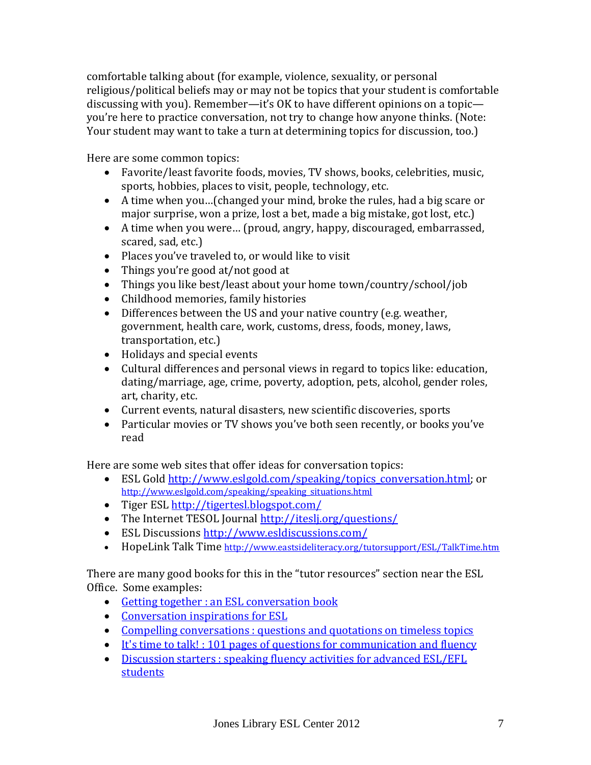comfortable talking about (for example, violence, sexuality, or personal religious/political beliefs may or may not be topics that your student is comfortable discussing with you). Remember—it's OK to have different opinions on a topic—you're here to practice conversation, not try to change how anyone thinks. (Note: Your student may want to take a turn at determining topics for discussion, too.)

Here are some common topics:

- Favorite/least favorite foods, movies, TV shows, books, celebrities, music, sports, hobbies, places to visit, people, technology, etc.
- A time when you…(changed your mind, broke the rules, had a big scare or major surprise, won a prize, lost a bet, made a big mistake, got lost, etc.)
- A time when you were… (proud, angry, happy, discouraged, embarrassed, scared, sad, etc.)
- Places you've traveled to, or would like to visit
- Things you're good at/not good at
- Things you like best/least about your home town/country/school/job
- Childhood memories, family histories
- Differences between the US and your native country (e.g. weather, government, health care, work, customs, dress, foods, money, laws, transportation, etc.)
- Holidays and special events
- Cultural differences and personal views in regard to topics like: education, dating/marriage, age, crime, poverty, adoption, pets, alcohol, gender roles, art, charity, etc.
- Current events, natural disasters, new scientific discoveries, sports
- Particular movies or TV shows you've both seen recently, or books you've read

Here are some web sites that offer ideas for conversation topics:

- ESL Gold http://www.eslgold.com/speaking/topics_conversation.html; or http://www.eslgold.com/speaking/speaking_situations.html
- Tiger ESL http://tigertesl.blogspot.com/
- The Internet TESOL Journal http://iteslj.org/questions/
- ESL Discussions http://www.esldiscussions.com/
- HopeLink Talk Time http://www.eastsideliteracy.org/tutorsupport/ESL/TalkTime.htm

There are many good books for this in the "tutor resources" section near the ESL Office. Some examples:

- Getting together : an ESL conversation book
- Conversation inspirations for ESL
- Compelling conversations : questions and quotations on timeless topics
- It's time to talk! : 101 pages of questions for communication and fluency
- Discussion starters : speaking fluency activities for advanced ESL/EFL students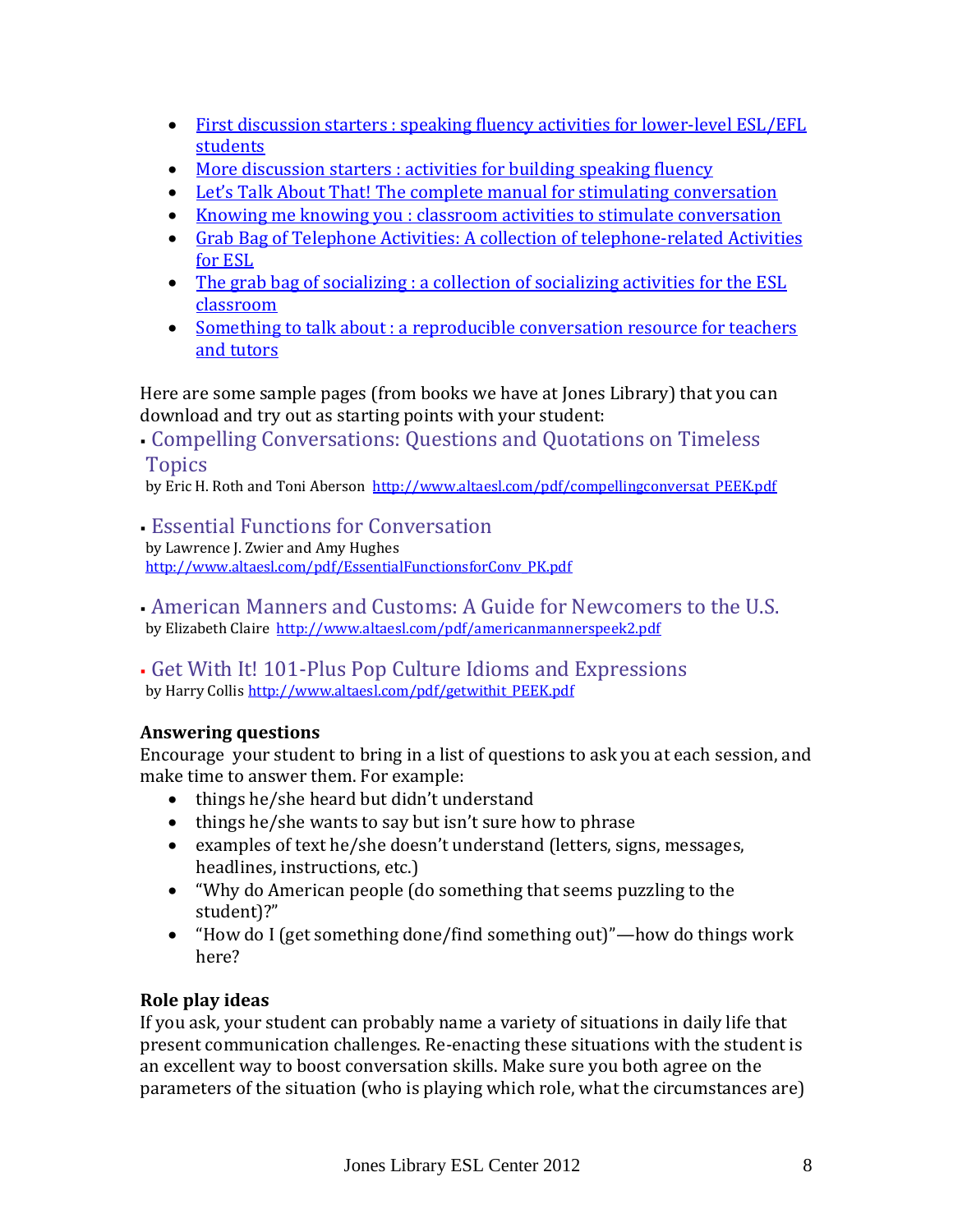- First discussion starters : speaking fluency activities for lower-level ESL/EFL students
- More discussion starters : activities for building speaking fluency
- Let's Talk About That! The complete manual for stimulating conversation
- Knowing me knowing you : classroom activities to stimulate conversation
- Grab Bag of Telephone Activities: A collection of telephone-related Activities for ESL
- The grab bag of socializing : a collection of socializing activities for the ESL classroom
- Something to talk about : a reproducible conversation resource for teachers and tutors

Here are some sample pages (from books we have at Jones Library) that you can download and try out as starting points with your student:

- Compelling Conversations: Questions and Quotations on Timeless Topics
  by Eric H. Roth and Toni Aberson http://www.altaesl.com/pdf/compellingconversat_PEEK.pdf

- Essential Functions for Conversation
  by Lawrence J. Zwier and Amy Hughes
  http://www.altaesl.com/pdf/EssentialFunctionsforConv_PK.pdf

- American Manners and Customs: A Guide for Newcomers to the U.S.
  by Elizabeth Claire http://www.altaesl.com/pdf/americanmannerspeek2.pdf

- Get With It! 101-Plus Pop Culture Idioms and Expressions
  by Harry Collis http://www.altaesl.com/pdf/getwithit_PEEK.pdf

**Answering questions**

Encourage your student to bring in a list of questions to ask you at each session, and make time to answer them. For example:

- things he/she heard but didn't understand
- things he/she wants to say but isn't sure how to phrase
- examples of text he/she doesn't understand (letters, signs, messages, headlines, instructions, etc.)
- "Why do American people (do something that seems puzzling to the student)?"
- "How do I (get something done/find something out)"—how do things work here?

**Role play ideas**

If you ask, your student can probably name a variety of situations in daily life that present communication challenges. Re-enacting these situations with the student is an excellent way to boost conversation skills. Make sure you both agree on the parameters of the situation (who is playing which role, what the circumstances are)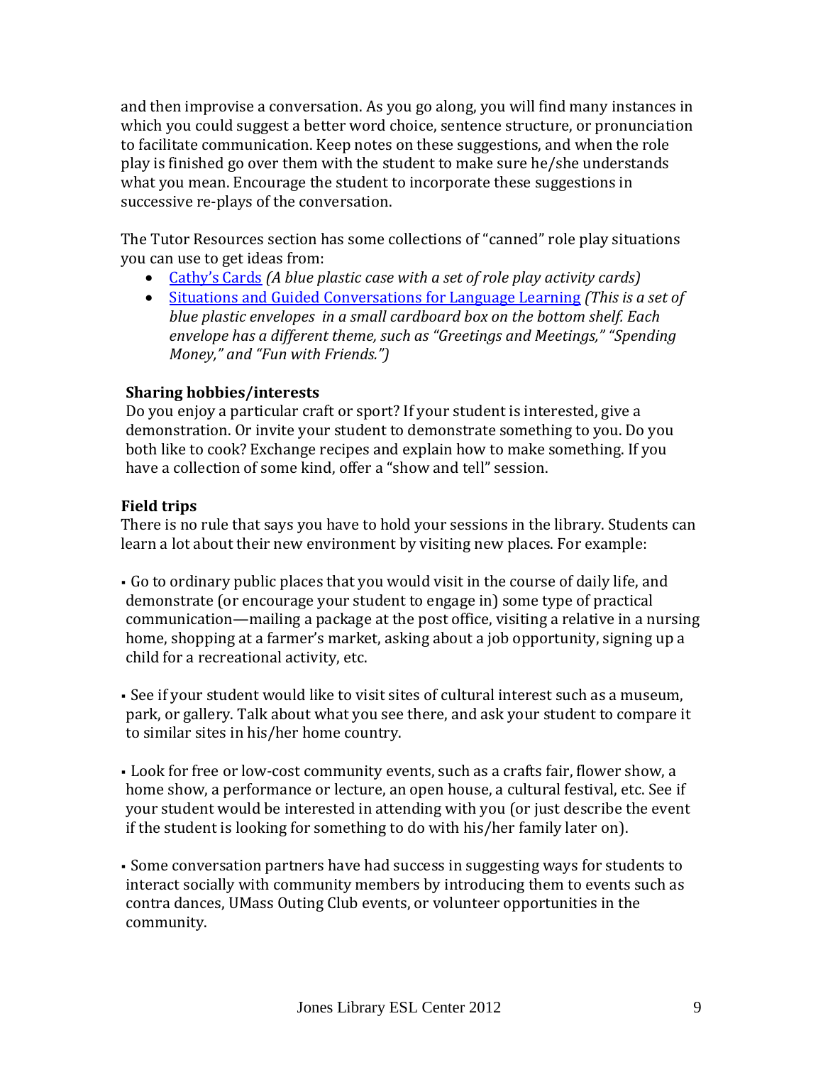and then improvise a conversation. As you go along, you will find many instances in which you could suggest a better word choice, sentence structure, or pronunciation to facilitate communication. Keep notes on these suggestions, and when the role play is finished go over them with the student to make sure he/she understands what you mean. Encourage the student to incorporate these suggestions in successive re-plays of the conversation.

The Tutor Resources section has some collections of "canned" role play situations you can use to get ideas from:

- Cathy's Cards *(A blue plastic case with a set of role play activity cards)*
- Situations and Guided Conversations for Language Learning *(This is a set of blue plastic envelopes in a small cardboard box on the bottom shelf. Each envelope has a different theme, such as "Greetings and Meetings," "Spending Money," and "Fun with Friends.")*

**Sharing hobbies/interests**

Do you enjoy a particular craft or sport? If your student is interested, give a demonstration. Or invite your student to demonstrate something to you. Do you both like to cook? Exchange recipes and explain how to make something. If you have a collection of some kind, offer a "show and tell" session.

**Field trips**

There is no rule that says you have to hold your sessions in the library. Students can learn a lot about their new environment by visiting new places. For example:

- Go to ordinary public places that you would visit in the course of daily life, and demonstrate (or encourage your student to engage in) some type of practical communication—mailing a package at the post office, visiting a relative in a nursing home, shopping at a farmer's market, asking about a job opportunity, signing up a child for a recreational activity, etc.

- See if your student would like to visit sites of cultural interest such as a museum, park, or gallery. Talk about what you see there, and ask your student to compare it to similar sites in his/her home country.

- Look for free or low-cost community events, such as a crafts fair, flower show, a home show, a performance or lecture, an open house, a cultural festival, etc. See if your student would be interested in attending with you (or just describe the event if the student is looking for something to do with his/her family later on).

- Some conversation partners have had success in suggesting ways for students to interact socially with community members by introducing them to events such as contra dances, UMass Outing Club events, or volunteer opportunities in the community.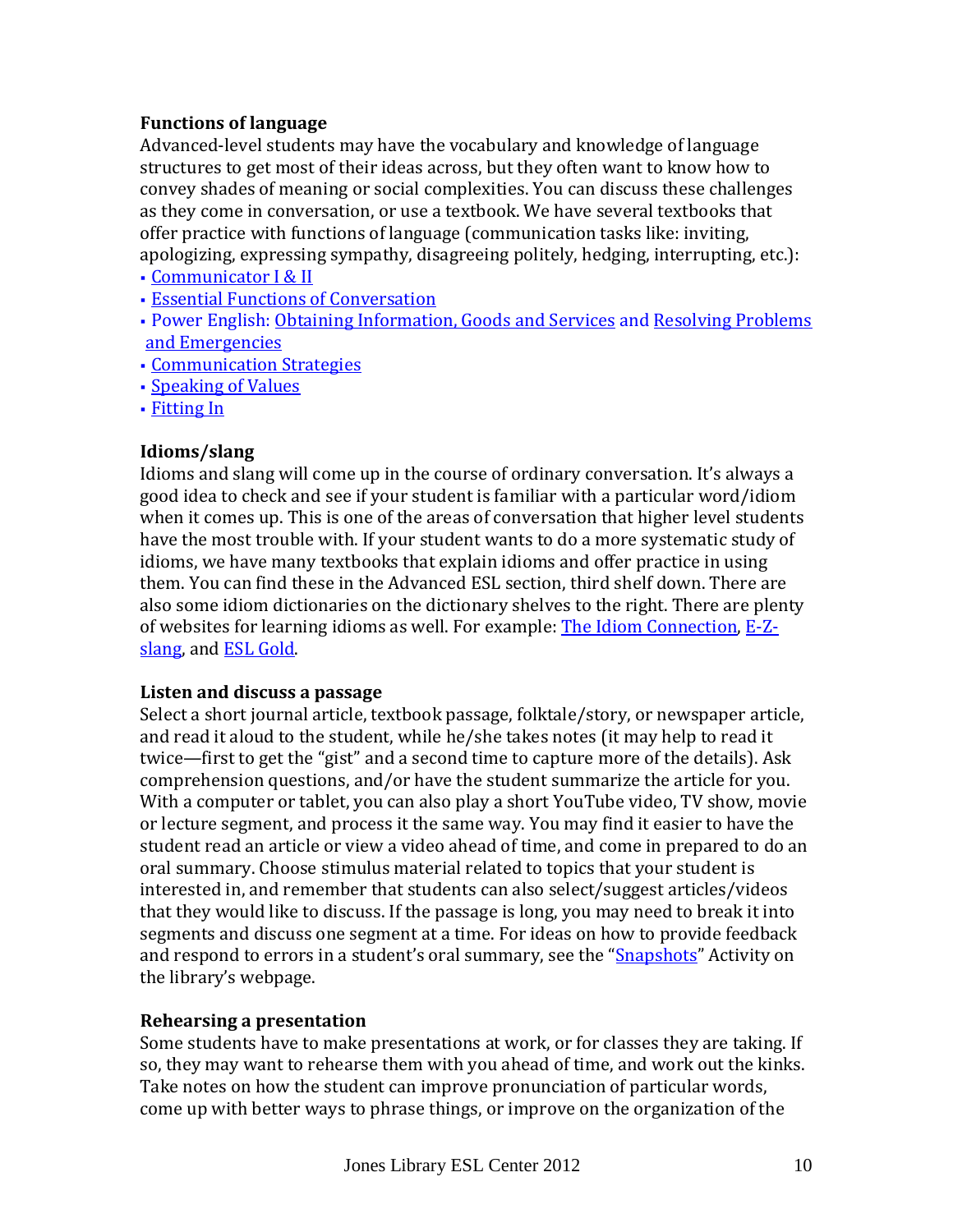### Functions of language

Advanced-level students may have the vocabulary and knowledge of language structures to get most of their ideas across, but they often want to know how to convey shades of meaning or social complexities. You can discuss these challenges as they come in conversation, or use a textbook. We have several textbooks that offer practice with functions of language (communication tasks like: inviting, apologizing, expressing sympathy, disagreeing politely, hedging, interrupting, etc.):

- Communicator I & II
- Essential Functions of Conversation
- Power English: Obtaining Information, Goods and Services and Resolving Problems and Emergencies
- Communication Strategies
- Speaking of Values
- Fitting In

### Idioms/slang

Idioms and slang will come up in the course of ordinary conversation. It's always a good idea to check and see if your student is familiar with a particular word/idiom when it comes up. This is one of the areas of conversation that higher level students have the most trouble with. If your student wants to do a more systematic study of idioms, we have many textbooks that explain idioms and offer practice in using them. You can find these in the Advanced ESL section, third shelf down. There are also some idiom dictionaries on the dictionary shelves to the right. There are plenty of websites for learning idioms as well. For example: The Idiom Connection, E-Z-slang, and ESL Gold.

### Listen and discuss a passage

Select a short journal article, textbook passage, folktale/story, or newspaper article, and read it aloud to the student, while he/she takes notes (it may help to read it twice—first to get the "gist" and a second time to capture more of the details). Ask comprehension questions, and/or have the student summarize the article for you. With a computer or tablet, you can also play a short YouTube video, TV show, movie or lecture segment, and process it the same way. You may find it easier to have the student read an article or view a video ahead of time, and come in prepared to do an oral summary. Choose stimulus material related to topics that your student is interested in, and remember that students can also select/suggest articles/videos that they would like to discuss. If the passage is long, you may need to break it into segments and discuss one segment at a time. For ideas on how to provide feedback and respond to errors in a student's oral summary, see the "Snapshots" Activity on the library's webpage.

### Rehearsing a presentation

Some students have to make presentations at work, or for classes they are taking. If so, they may want to rehearse them with you ahead of time, and work out the kinks. Take notes on how the student can improve pronunciation of particular words, come up with better ways to phrase things, or improve on the organization of the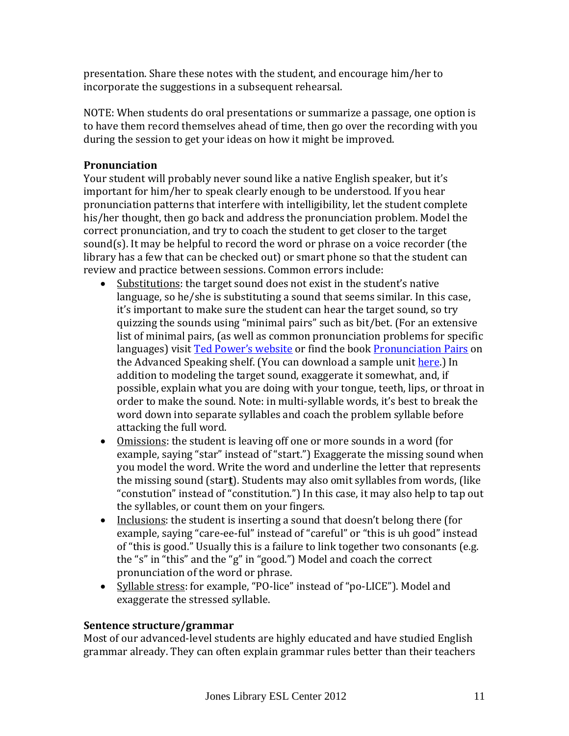presentation. Share these notes with the student, and encourage him/her to incorporate the suggestions in a subsequent rehearsal.

NOTE: When students do oral presentations or summarize a passage, one option is to have them record themselves ahead of time, then go over the recording with you during the session to get your ideas on how it might be improved.

**Pronunciation**

Your student will probably never sound like a native English speaker, but it's important for him/her to speak clearly enough to be understood. If you hear pronunciation patterns that interfere with intelligibility, let the student complete his/her thought, then go back and address the pronunciation problem. Model the correct pronunciation, and try to coach the student to get closer to the target sound(s). It may be helpful to record the word or phrase on a voice recorder (the library has a few that can be checked out) or smart phone so that the student can review and practice between sessions. Common errors include:

- Substitutions: the target sound does not exist in the student's native language, so he/she is substituting a sound that seems similar. In this case, it's important to make sure the student can hear the target sound, so try quizzing the sounds using "minimal pairs" such as bit/bet. (For an extensive list of minimal pairs, (as well as common pronunciation problems for specific languages) visit Ted Power's website or find the book Pronunciation Pairs on the Advanced Speaking shelf. (You can download a sample unit here.) In addition to modeling the target sound, exaggerate it somewhat, and, if possible, explain what you are doing with your tongue, teeth, lips, or throat in order to make the sound. Note: in multi-syllable words, it's best to break the word down into separate syllables and coach the problem syllable before attacking the full word.
- Omissions: the student is leaving off one or more sounds in a word (for example, saying "star" instead of "start.") Exaggerate the missing sound when you model the word. Write the word and underline the letter that represents the missing sound (star**t**). Students may also omit syllables from words, (like "constution" instead of "constitution.") In this case, it may also help to tap out the syllables, or count them on your fingers.
- Inclusions: the student is inserting a sound that doesn't belong there (for example, saying "care-ee-ful" instead of "careful" or "this is uh good" instead of "this is good." Usually this is a failure to link together two consonants (e.g. the "s" in "this" and the "g" in "good.") Model and coach the correct pronunciation of the word or phrase.
- Syllable stress: for example, "PO-lice" instead of "po-LICE"). Model and exaggerate the stressed syllable.

**Sentence structure/grammar**

Most of our advanced-level students are highly educated and have studied English grammar already. They can often explain grammar rules better than their teachers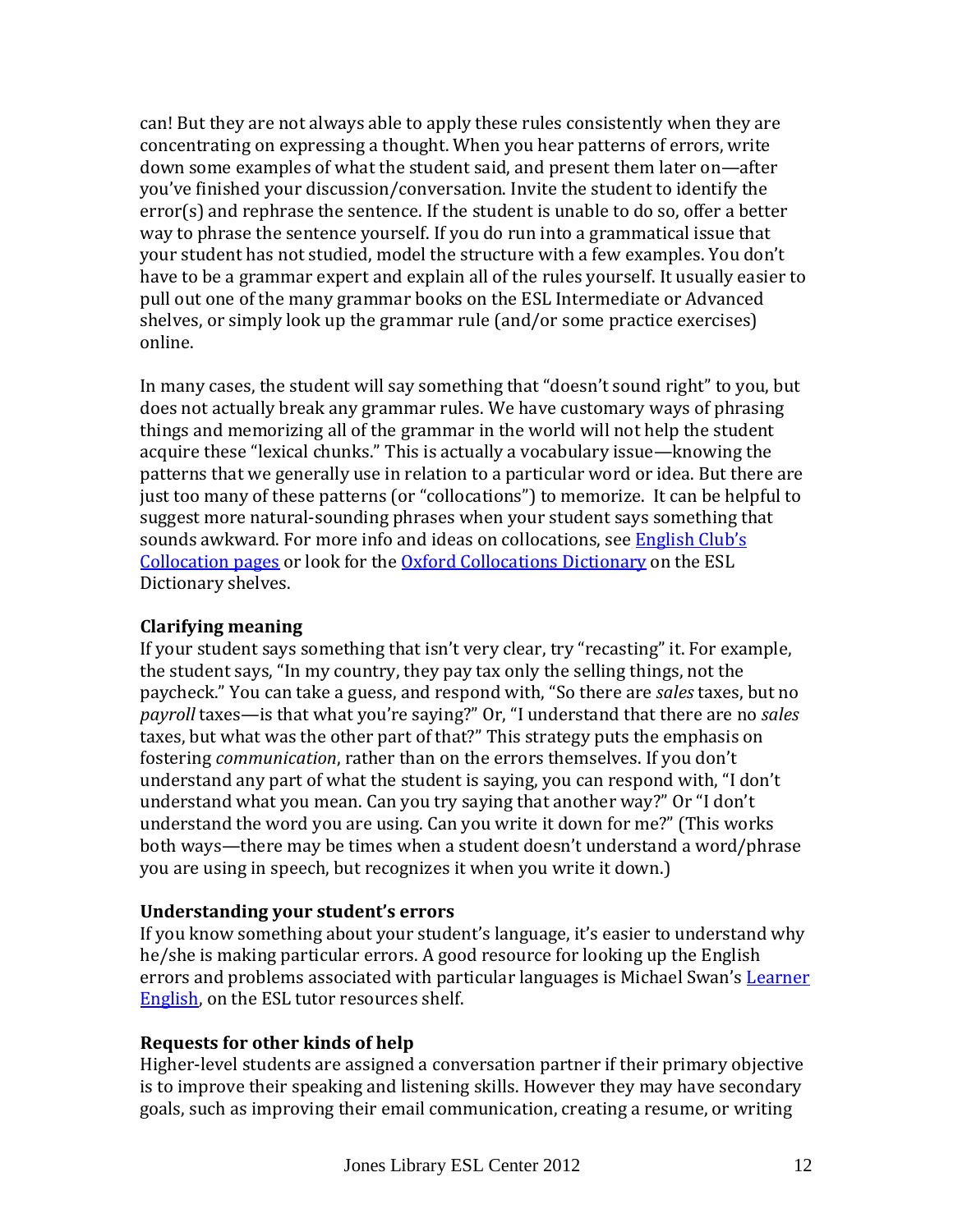can! But they are not always able to apply these rules consistently when they are concentrating on expressing a thought. When you hear patterns of errors, write down some examples of what the student said, and present them later on—after you've finished your discussion/conversation. Invite the student to identify the error(s) and rephrase the sentence. If the student is unable to do so, offer a better way to phrase the sentence yourself. If you do run into a grammatical issue that your student has not studied, model the structure with a few examples. You don't have to be a grammar expert and explain all of the rules yourself. It usually easier to pull out one of the many grammar books on the ESL Intermediate or Advanced shelves, or simply look up the grammar rule (and/or some practice exercises) online.

In many cases, the student will say something that "doesn't sound right" to you, but does not actually break any grammar rules. We have customary ways of phrasing things and memorizing all of the grammar in the world will not help the student acquire these "lexical chunks." This is actually a vocabulary issue—knowing the patterns that we generally use in relation to a particular word or idea. But there are just too many of these patterns (or "collocations") to memorize. It can be helpful to suggest more natural-sounding phrases when your student says something that sounds awkward. For more info and ideas on collocations, see English Club's Collocation pages or look for the Oxford Collocations Dictionary on the ESL Dictionary shelves.

**Clarifying meaning**

If your student says something that isn't very clear, try "recasting" it. For example, the student says, "In my country, they pay tax only the selling things, not the paycheck." You can take a guess, and respond with, "So there are *sales* taxes, but no *payroll* taxes—is that what you're saying?" Or, "I understand that there are no *sales* taxes, but what was the other part of that?" This strategy puts the emphasis on fostering *communication*, rather than on the errors themselves. If you don't understand any part of what the student is saying, you can respond with, "I don't understand what you mean. Can you try saying that another way?" Or "I don't understand the word you are using. Can you write it down for me?" (This works both ways—there may be times when a student doesn't understand a word/phrase you are using in speech, but recognizes it when you write it down.)

**Understanding your student's errors**

If you know something about your student's language, it's easier to understand why he/she is making particular errors. A good resource for looking up the English errors and problems associated with particular languages is Michael Swan's Learner English, on the ESL tutor resources shelf.

**Requests for other kinds of help**

Higher-level students are assigned a conversation partner if their primary objective is to improve their speaking and listening skills. However they may have secondary goals, such as improving their email communication, creating a resume, or writing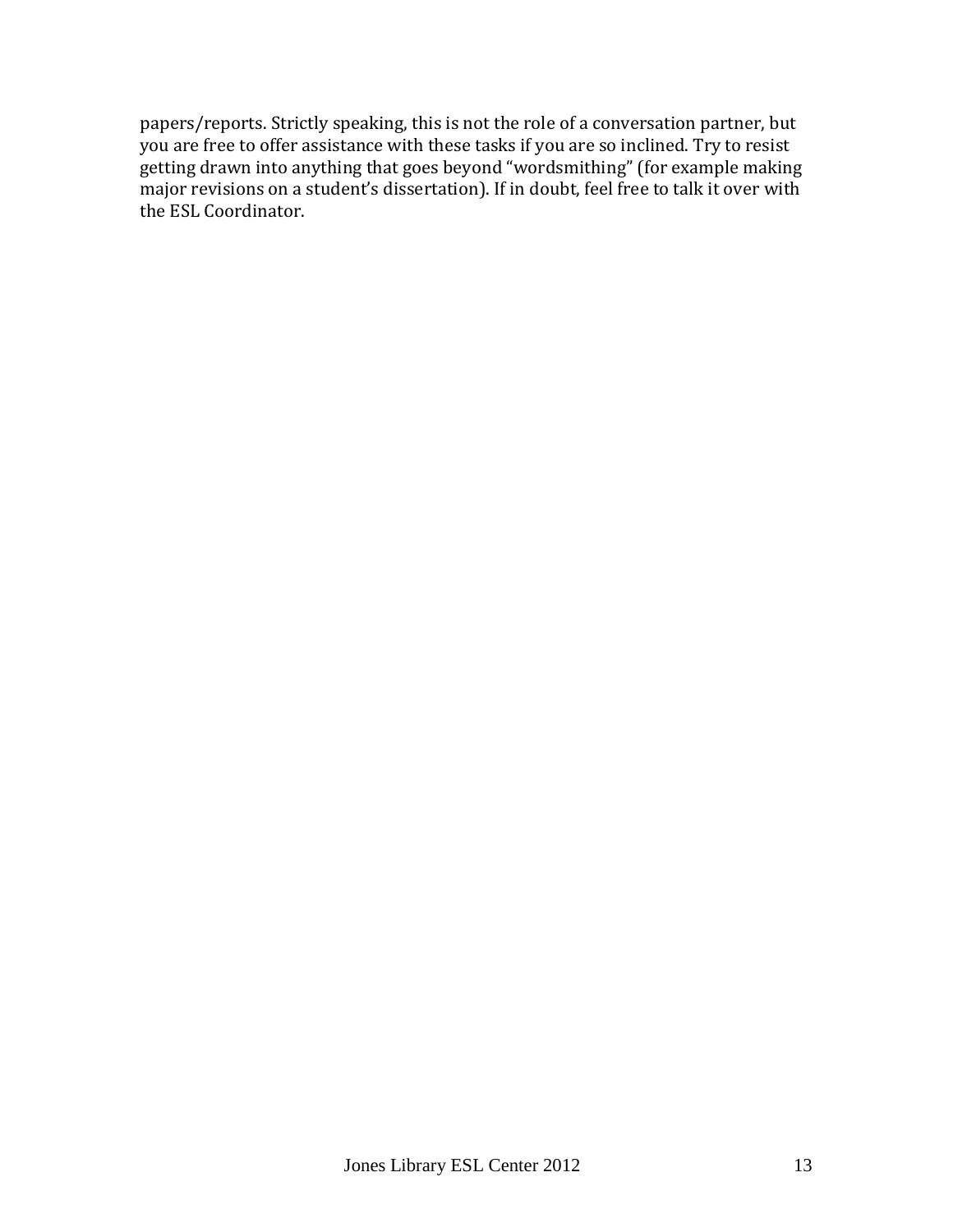papers/reports. Strictly speaking, this is not the role of a conversation partner, but you are free to offer assistance with these tasks if you are so inclined. Try to resist getting drawn into anything that goes beyond “wordsmithing” (for example making major revisions on a student’s dissertation). If in doubt, feel free to talk it over with the ESL Coordinator.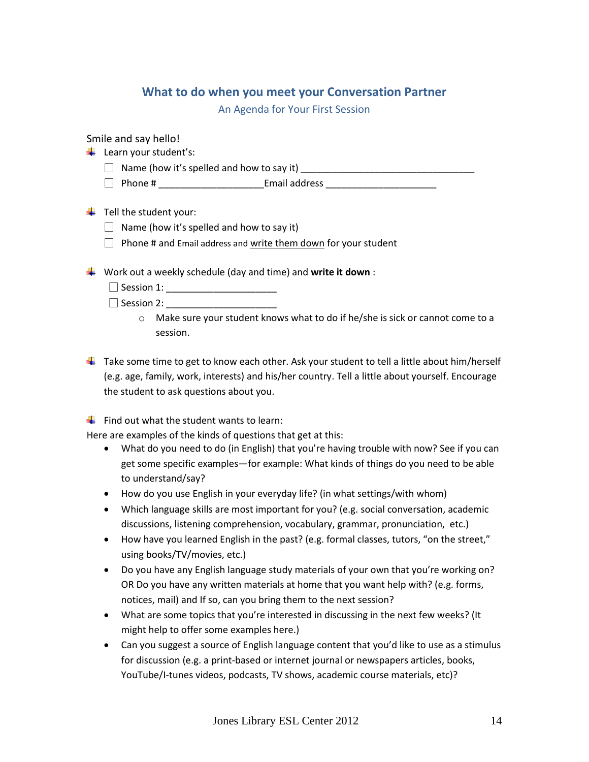## What to do when you meet your Conversation Partner

### An Agenda for Your First Session

Smile and say hello!

- Learn your student's:
  - ☐ Name (how it's spelled and how to say it) ________________________________
  - ☐ Phone # ____________________Email address ____________________
- Tell the student your:
  - ☐ Name (how it's spelled and how to say it)
  - ☐ Phone # and Email address and write them down for your student
- Work out a weekly schedule (day and time) and **write it down** :
  - ☐ Session 1: ____________________
  - ☐ Session 2: ____________________
    - Make sure your student knows what to do if he/she is sick or cannot come to a session.
- Take some time to get to know each other. Ask your student to tell a little about him/herself (e.g. age, family, work, interests) and his/her country. Tell a little about yourself. Encourage the student to ask questions about you.
- Find out what the student wants to learn:

Here are examples of the kinds of questions that get at this:

- What do you need to do (in English) that you're having trouble with now? See if you can get some specific examples—for example: What kinds of things do you need to be able to understand/say?
- How do you use English in your everyday life? (in what settings/with whom)
- Which language skills are most important for you? (e.g. social conversation, academic discussions, listening comprehension, vocabulary, grammar, pronunciation, etc.)
- How have you learned English in the past? (e.g. formal classes, tutors, "on the street," using books/TV/movies, etc.)
- Do you have any English language study materials of your own that you're working on? OR Do you have any written materials at home that you want help with? (e.g. forms, notices, mail) and If so, can you bring them to the next session?
- What are some topics that you're interested in discussing in the next few weeks? (It might help to offer some examples here.)
- Can you suggest a source of English language content that you'd like to use as a stimulus for discussion (e.g. a print-based or internet journal or newspapers articles, books, YouTube/I-tunes videos, podcasts, TV shows, academic course materials, etc)?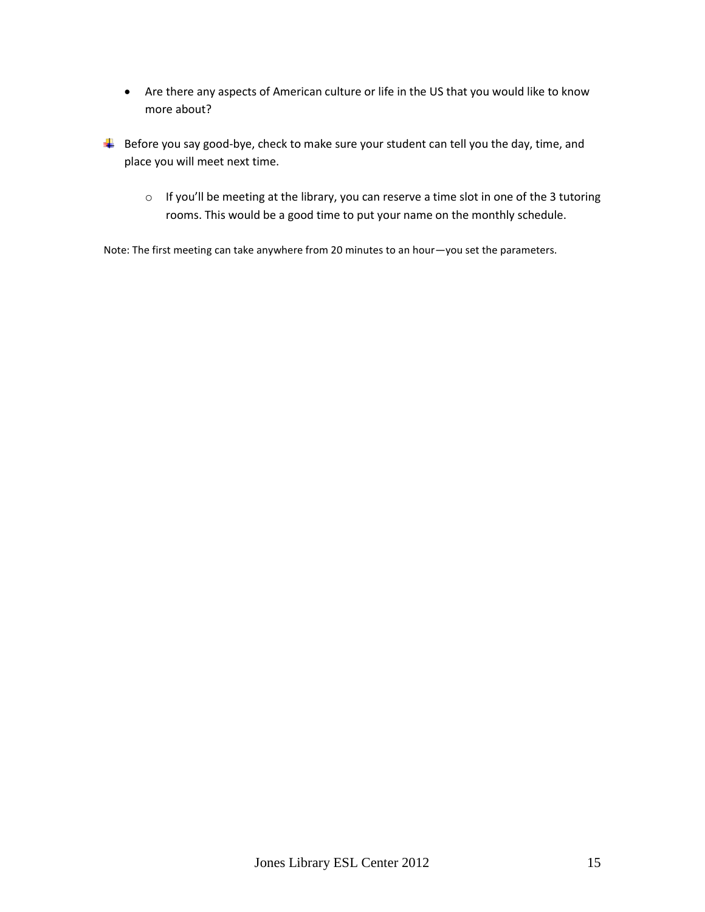- Are there any aspects of American culture or life in the US that you would like to know more about?

- Before you say good-bye, check to make sure your student can tell you the day, time, and place you will meet next time.

    - If you'll be meeting at the library, you can reserve a time slot in one of the 3 tutoring rooms. This would be a good time to put your name on the monthly schedule.

Note: The first meeting can take anywhere from 20 minutes to an hour—you set the parameters.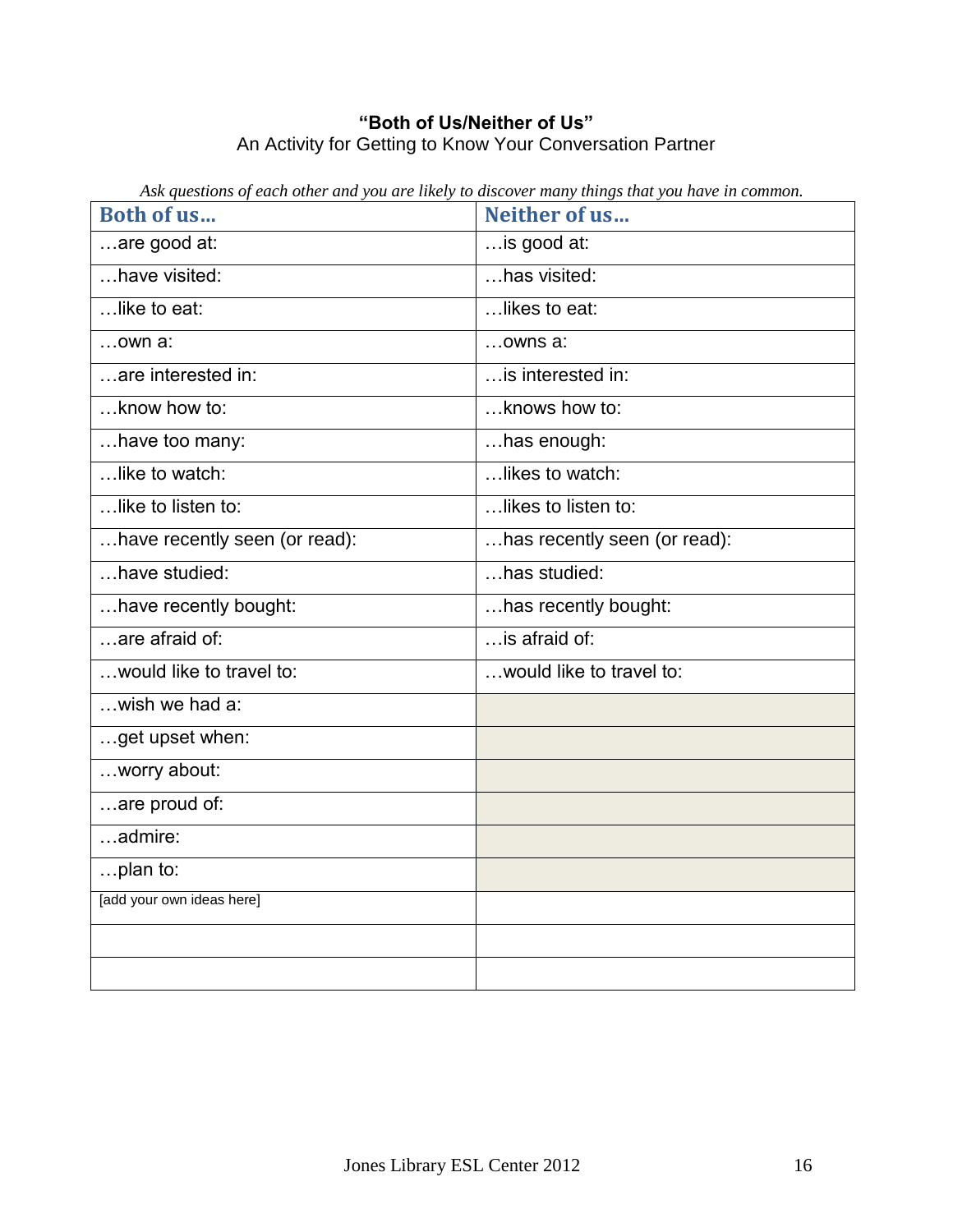**"Both of Us/Neither of Us"**

An Activity for Getting to Know Your Conversation Partner

*Ask questions of each other and you are likely to discover many things that you have in common.*

| **Both of us…** | **Neither of us…** |
|---|---|
| …are good at: | …is good at: |
| …have visited: | …has visited: |
| …like to eat: | …likes to eat: |
| …own a: | …owns a: |
| …are interested in: | …is interested in: |
| …know how to: | …knows how to: |
| …have too many: | …has enough: |
| …like to watch: | …likes to watch: |
| …like to listen to: | …likes to listen to: |
| …have recently seen (or read): | …has recently seen (or read): |
| …have studied: | …has studied: |
| …have recently bought: | …has recently bought: |
| …are afraid of: | …is afraid of: |
| …would like to travel to: | …would like to travel to: |
| …wish we had a: | |
| …get upset when: | |
| …worry about: | |
| …are proud of: | |
| …admire: | |
| …plan to: | |
| [add your own ideas here] | |
| | |
| | |

Jones Library ESL Center 2012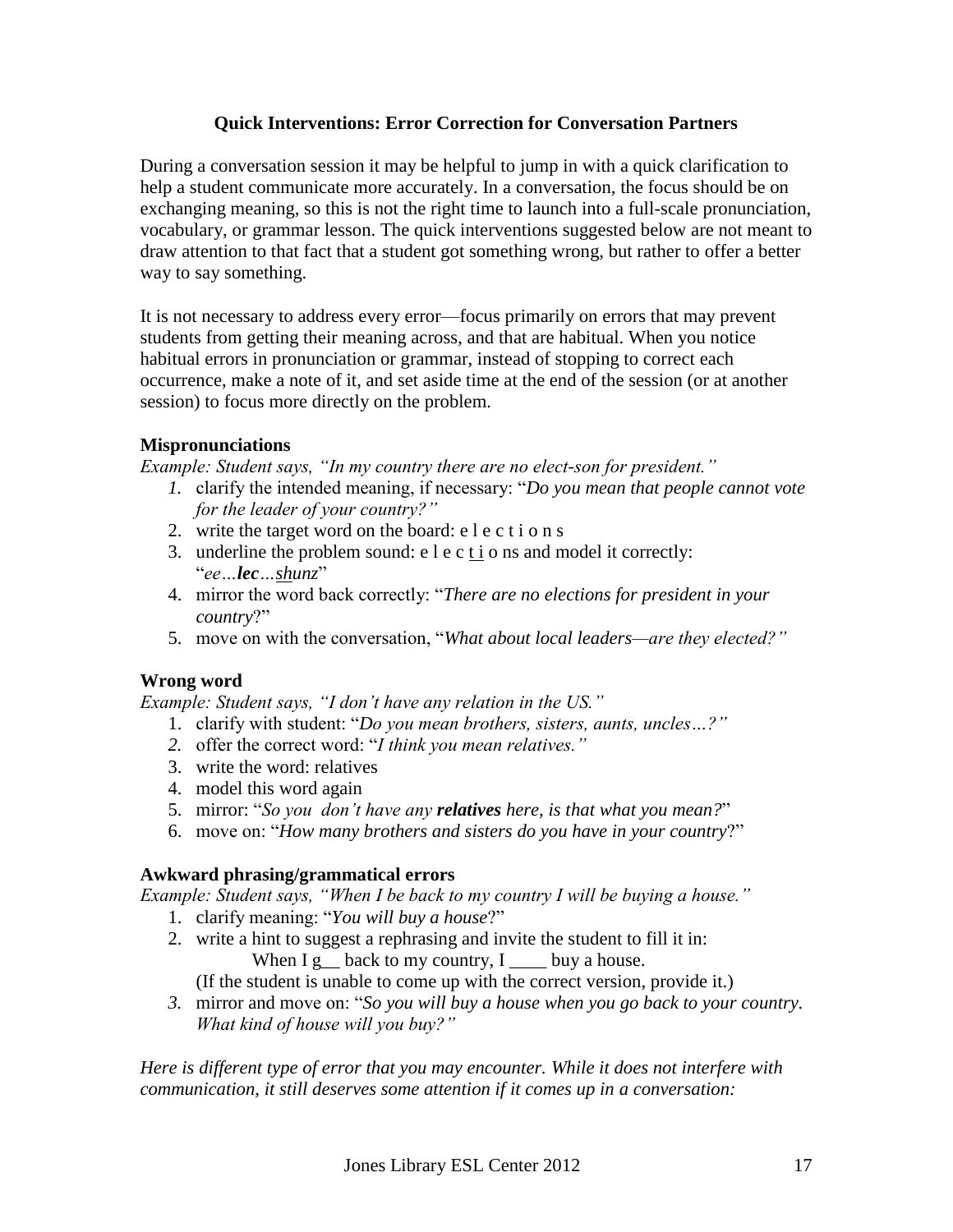### Quick Interventions: Error Correction for Conversation Partners

During a conversation session it may be helpful to jump in with a quick clarification to help a student communicate more accurately. In a conversation, the focus should be on exchanging meaning, so this is not the right time to launch into a full-scale pronunciation, vocabulary, or grammar lesson. The quick interventions suggested below are not meant to draw attention to that fact that a student got something wrong, but rather to offer a better way to say something.

It is not necessary to address every error—focus primarily on errors that may prevent students from getting their meaning across, and that are habitual. When you notice habitual errors in pronunciation or grammar, instead of stopping to correct each occurrence, make a note of it, and set aside time at the end of the session (or at another session) to focus more directly on the problem.

**Mispronunciations**

*Example: Student says, "In my country there are no elect-son for president."*

1. clarify the intended meaning, if necessary: "*Do you mean that people cannot vote for the leader of your country?"*
2. write the target word on the board: e l e c t i o n s
3. underline the problem sound: e l e c <u>t i</u> o ns and model it correctly: "*ee…**lec**…<u>sh</u>unz*"
4. mirror the word back correctly: "*There are no elections for president in your country*?"
5. move on with the conversation, "*What about local leaders—are they elected?"*

**Wrong word**

*Example: Student says, "I don't have any relation in the US."*

1. clarify with student: "*Do you mean brothers, sisters, aunts, uncles…?"*
2. offer the correct word: "*I think you mean relatives."*
3. write the word: relatives
4. model this word again
5. mirror: "*So you don't have any **relatives** here, is that what you mean?*"
6. move on: "*How many brothers and sisters do you have in your country*?"

**Awkward phrasing/grammatical errors**

*Example: Student says, "When I be back to my country I will be buying a house."*

1. clarify meaning: "*You will buy a house*?"
2. write a hint to suggest a rephrasing and invite the student to fill it in:
   When I g__ back to my country, I ____ buy a house.
   (If the student is unable to come up with the correct version, provide it.)
3. mirror and move on: "*So you will buy a house when you go back to your country. What kind of house will you buy?"*

*Here is different type of error that you may encounter. While it does not interfere with communication, it still deserves some attention if it comes up in a conversation:*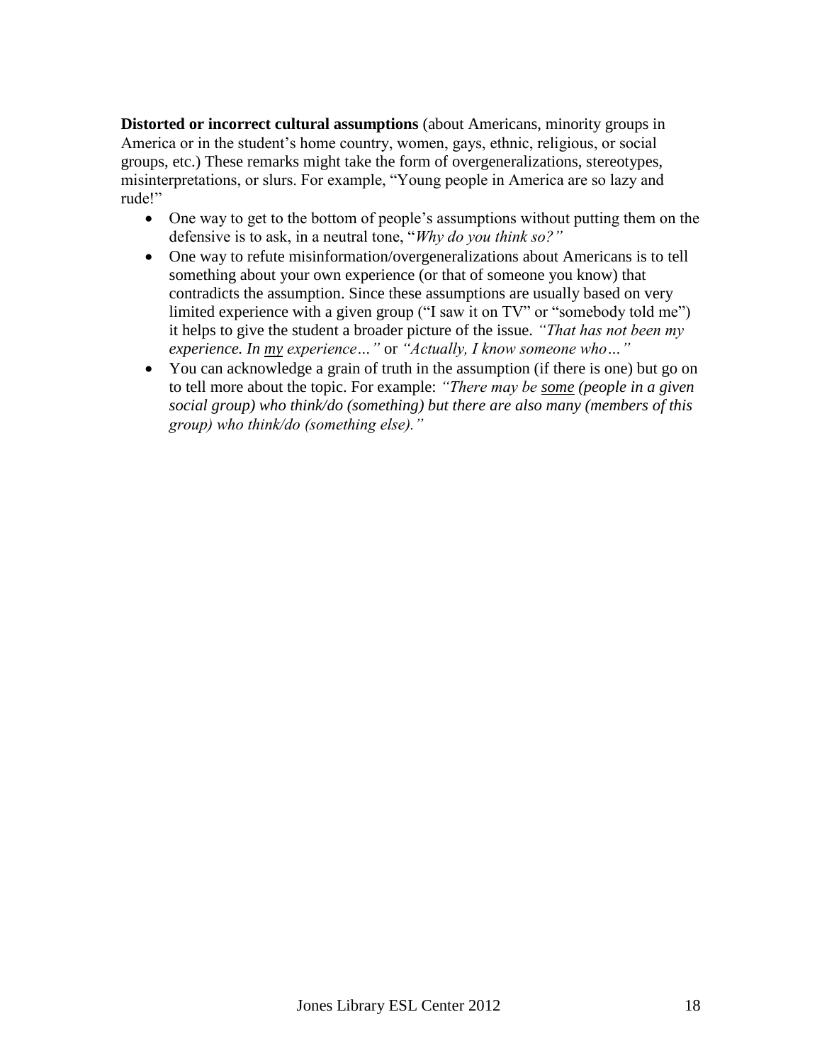**Distorted or incorrect cultural assumptions** (about Americans, minority groups in America or in the student's home country, women, gays, ethnic, religious, or social groups, etc.) These remarks might take the form of overgeneralizations, stereotypes, misinterpretations, or slurs. For example, "Young people in America are so lazy and rude!"

- One way to get to the bottom of people's assumptions without putting them on the defensive is to ask, in a neutral tone, "*Why do you think so?"*
- One way to refute misinformation/overgeneralizations about Americans is to tell something about your own experience (or that of someone you know) that contradicts the assumption. Since these assumptions are usually based on very limited experience with a given group ("I saw it on TV" or "somebody told me") it helps to give the student a broader picture of the issue. *"That has not been my experience. In <u>my</u> experience…"* or *"Actually, I know someone who…"*
- You can acknowledge a grain of truth in the assumption (if there is one) but go on to tell more about the topic. For example: *"There may be <u>some</u> (people in a given social group) who think/do (something) but there are also many (members of this group) who think/do (something else)."*